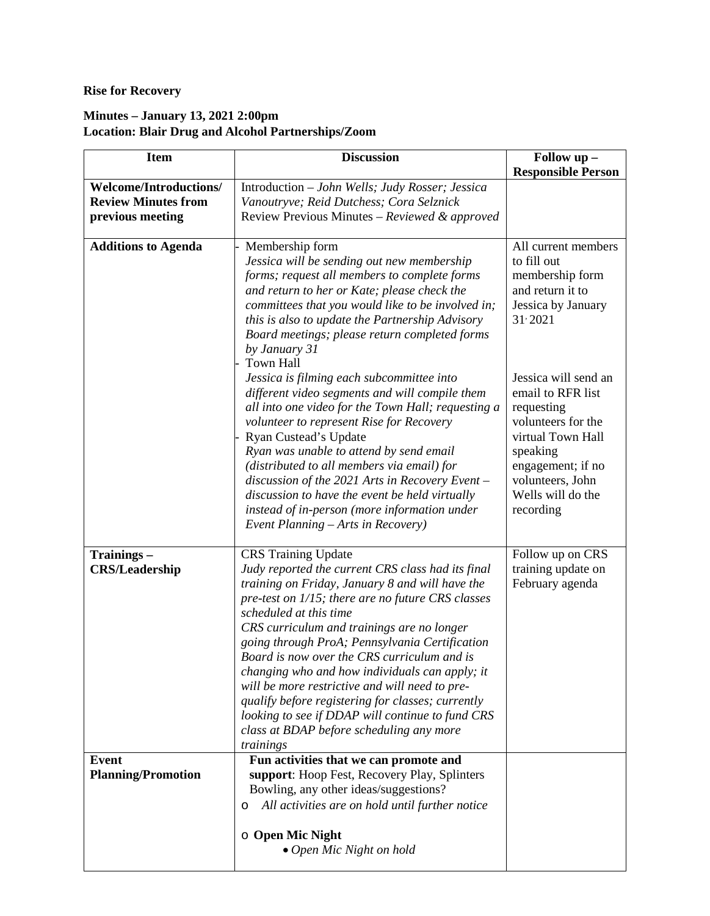**Rise for Recovery**

**Minutes – January 13, 2021 2:00pm**
**Location: Blair Drug and Alcohol Partnerships/Zoom**

| Item | Discussion | Follow up – Responsible Person |
|---|---|---|
| **Welcome/Introductions/ Review Minutes from previous meeting** | Introduction – *John Wells; Judy Rosser; Jessica Vanoutryve; Reid Dutchess; Cora Selznick*<br>Review Previous Minutes – *Reviewed & approved* | |
| **Additions to Agenda** | - Membership form<br>*Jessica will be sending out new membership forms; request all members to complete forms and return to her or Kate; please check the committees that you would like to be involved in; this is also to update the Partnership Advisory Board meetings; please return completed forms by January 31*<br>- Town Hall<br>*Jessica is filming each subcommittee into different video segments and will compile them all into one video for the Town Hall; requesting a volunteer to represent Rise for Recovery*<br>- Ryan Custead's Update<br>*Ryan was unable to attend by send email (distributed to all members via email) for discussion of the 2021 Arts in Recovery Event – discussion to have the event be held virtually instead of in-person (more information under Event Planning – Arts in Recovery)* | All current members to fill out membership form and return it to Jessica by January 31, 2021<br><br>Jessica will send an email to RFR list requesting volunteers for the virtual Town Hall speaking engagement; if no volunteers, John Wells will do the recording |
| **Trainings – CRS/Leadership** | CRS Training Update<br>*Judy reported the current CRS class had its final training on Friday, January 8 and will have the pre-test on 1/15; there are no future CRS classes scheduled at this time*<br>*CRS curriculum and trainings are no longer going through ProA; Pennsylvania Certification Board is now over the CRS curriculum and is changing who and how individuals can apply; it will be more restrictive and will need to pre-qualify before registering for classes; currently looking to see if DDAP will continue to fund CRS class at BDAP before scheduling any more trainings* | Follow up on CRS training update on February agenda |
| **Event Planning/Promotion** | **Fun activities that we can promote and support**: Hoop Fest, Recovery Play, Splinters Bowling, any other ideas/suggestions?<br>o *All activities are on hold until further notice*<br><br>o **Open Mic Night**<br>• *Open Mic Night on hold* | |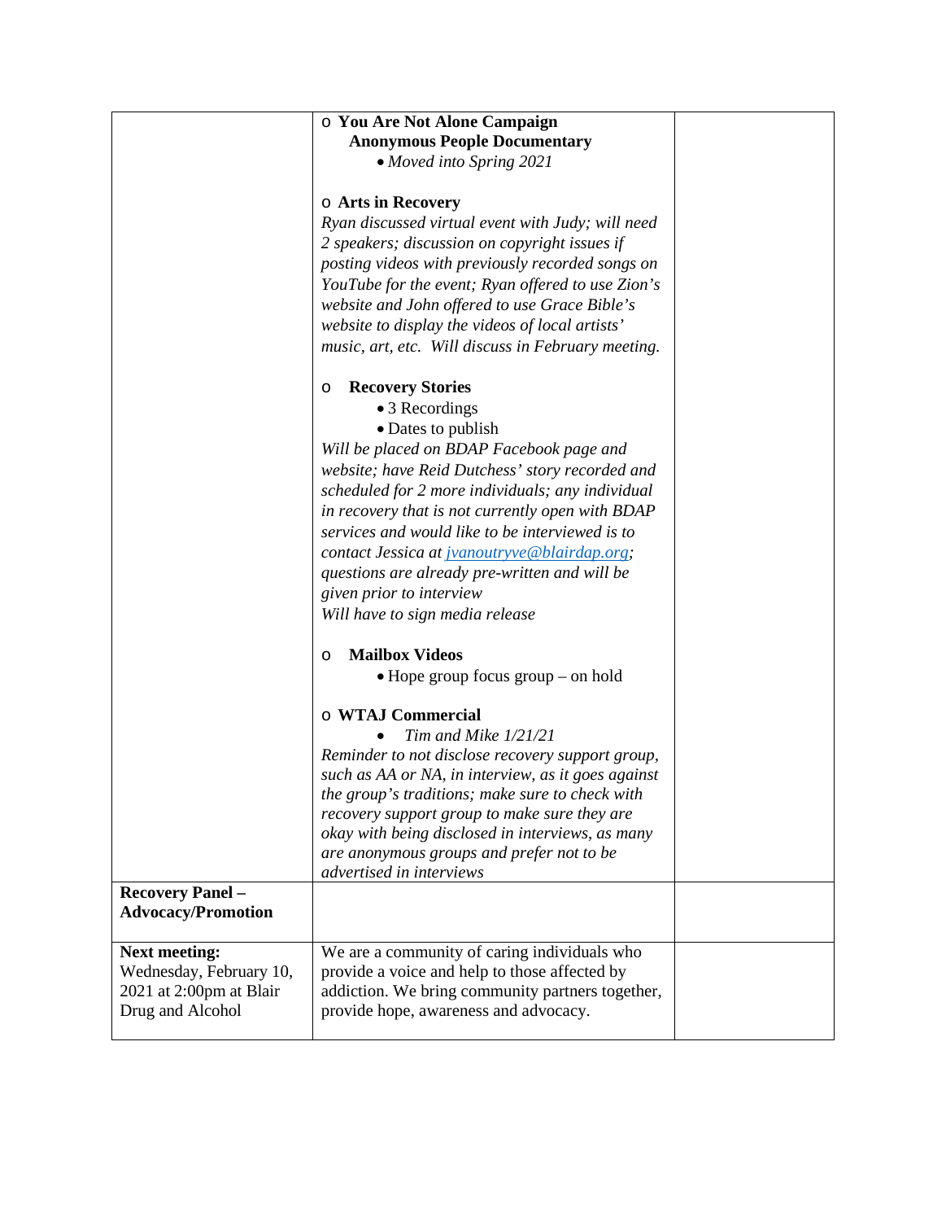| | | |
|---|---|---|
| | o **You Are Not Alone Campaign**<br>**Anonymous People Documentary**<br>• *Moved into Spring 2021*<br><br>o **Arts in Recovery**<br>*Ryan discussed virtual event with Judy; will need 2 speakers; discussion on copyright issues if posting videos with previously recorded songs on YouTube for the event; Ryan offered to use Zion's website and John offered to use Grace Bible's website to display the videos of local artists' music, art, etc. Will discuss in February meeting.*<br><br>o **Recovery Stories**<br>• 3 Recordings<br>• Dates to publish<br>*Will be placed on BDAP Facebook page and website; have Reid Dutchess' story recorded and scheduled for 2 more individuals; any individual in recovery that is not currently open with BDAP services and would like to be interviewed is to contact Jessica at [jvanoutryve@blairdap.org](mailto:jvanoutryve@blairdap.org); questions are already pre-written and will be given prior to interview*<br>*Will have to sign media release*<br><br>o **Mailbox Videos**<br>• Hope group focus group – on hold<br><br>o **WTAJ Commercial**<br>• *Tim and Mike 1/21/21*<br>*Reminder to not disclose recovery support group, such as AA or NA, in interview, as it goes against the group's traditions; make sure to check with recovery support group to make sure they are okay with being disclosed in interviews, as many are anonymous groups and prefer not to be advertised in interviews* | |
| **Recovery Panel – Advocacy/Promotion** | | |
| **Next meeting:** Wednesday, February 10, 2021 at 2:00pm at Blair Drug and Alcohol | We are a community of caring individuals who provide a voice and help to those affected by addiction. We bring community partners together, provide hope, awareness and advocacy. | |